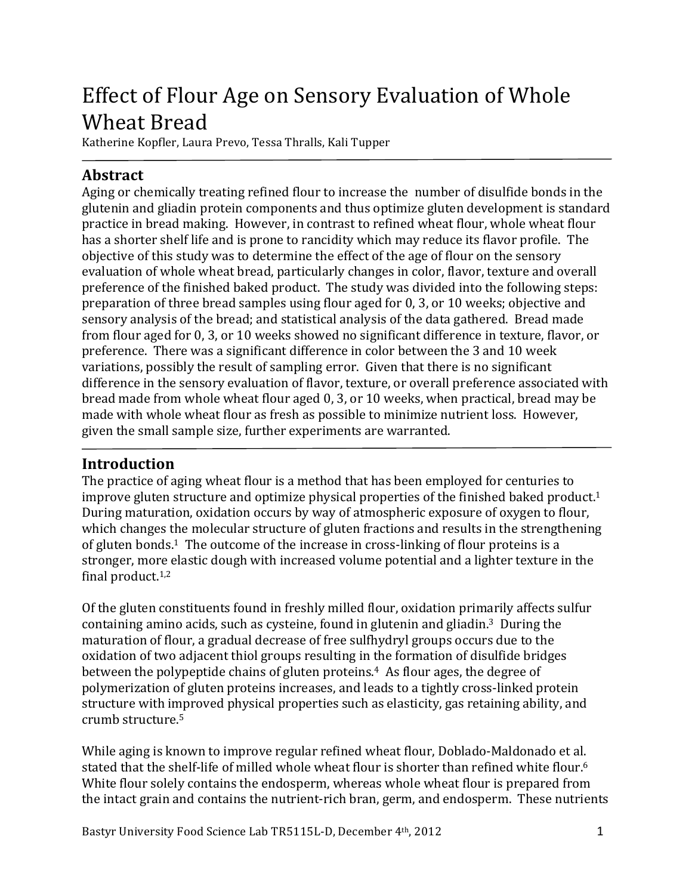# Effect of Flour Age on Sensory Evaluation of Whole Wheat Bread

Katherine Kopfler, Laura Prevo, Tessa Thralls, Kali Tupper

## Abstract

Aging or chemically treating refined flour to increase the number of disulfide bonds in the glutenin and gliadin protein components and thus optimize gluten development is standard practice in bread making. However, in contrast to refined wheat flour, whole wheat flour has a shorter shelf life and is prone to rancidity which may reduce its flavor profile. The objective of this study was to determine the effect of the age of flour on the sensory evaluation of whole wheat bread, particularly changes in color, flavor, texture and overall preference of the finished baked product. The study was divided into the following steps: preparation of three bread samples using flour aged for 0, 3, or 10 weeks; objective and sensory analysis of the bread; and statistical analysis of the data gathered. Bread made from flour aged for 0, 3, or 10 weeks showed no significant difference in texture, flavor, or preference. There was a significant difference in color between the 3 and 10 week variations, possibly the result of sampling error. Given that there is no significant difference in the sensory evaluation of flavor, texture, or overall preference associated with bread made from whole wheat flour aged 0, 3, or 10 weeks, when practical, bread may be made with whole wheat flour as fresh as possible to minimize nutrient loss. However, given the small sample size, further experiments are warranted.

## Introduction

The practice of aging wheat flour is a method that has been employed for centuries to improve gluten structure and optimize physical properties of the finished baked product.[1] During maturation, oxidation occurs by way of atmospheric exposure of oxygen to flour, which changes the molecular structure of gluten fractions and results in the strengthening of gluten bonds.[1] The outcome of the increase in cross-linking of flour proteins is a stronger, more elastic dough with increased volume potential and a lighter texture in the final product.[1,2]

Of the gluten constituents found in freshly milled flour, oxidation primarily affects sulfur containing amino acids, such as cysteine, found in glutenin and gliadin.[3] During the maturation of flour, a gradual decrease of free sulfhydryl groups occurs due to the oxidation of two adjacent thiol groups resulting in the formation of disulfide bridges between the polypeptide chains of gluten proteins.[4] As flour ages, the degree of polymerization of gluten proteins increases, and leads to a tightly cross-linked protein structure with improved physical properties such as elasticity, gas retaining ability, and crumb structure.[5]

While aging is known to improve regular refined wheat flour, Doblado-Maldonado et al. stated that the shelf-life of milled whole wheat flour is shorter than refined white flour.[6] White flour solely contains the endosperm, whereas whole wheat flour is prepared from the intact grain and contains the nutrient-rich bran, germ, and endosperm. These nutrients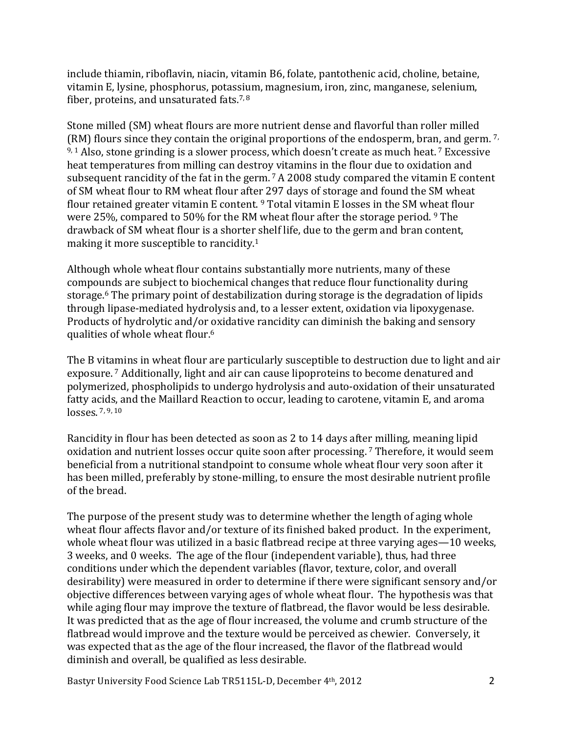include thiamin, riboflavin, niacin, vitamin B6, folate, pantothenic acid, choline, betaine, vitamin E, lysine, phosphorus, potassium, magnesium, iron, zinc, manganese, selenium, fiber, proteins, and unsaturated fats.[7, 8]

Stone milled (SM) wheat flours are more nutrient dense and flavorful than roller milled (RM) flours since they contain the original proportions of the endosperm, bran, and germ.[7, 9, 1] Also, stone grinding is a slower process, which doesn't create as much heat.[7] Excessive heat temperatures from milling can destroy vitamins in the flour due to oxidation and subsequent rancidity of the fat in the germ.[7] A 2008 study compared the vitamin E content of SM wheat flour to RM wheat flour after 297 days of storage and found the SM wheat flour retained greater vitamin E content.[9] Total vitamin E losses in the SM wheat flour were 25%, compared to 50% for the RM wheat flour after the storage period.[9] The drawback of SM wheat flour is a shorter shelf life, due to the germ and bran content, making it more susceptible to rancidity.[1]

Although whole wheat flour contains substantially more nutrients, many of these compounds are subject to biochemical changes that reduce flour functionality during storage.[6] The primary point of destabilization during storage is the degradation of lipids through lipase-mediated hydrolysis and, to a lesser extent, oxidation via lipoxygenase. Products of hydrolytic and/or oxidative rancidity can diminish the baking and sensory qualities of whole wheat flour.[6]

The B vitamins in wheat flour are particularly susceptible to destruction due to light and air exposure.[7] Additionally, light and air can cause lipoproteins to become denatured and polymerized, phospholipids to undergo hydrolysis and auto-oxidation of their unsaturated fatty acids, and the Maillard Reaction to occur, leading to carotene, vitamin E, and aroma losses.[7, 9, 10]

Rancidity in flour has been detected as soon as 2 to 14 days after milling, meaning lipid oxidation and nutrient losses occur quite soon after processing.[7] Therefore, it would seem beneficial from a nutritional standpoint to consume whole wheat flour very soon after it has been milled, preferably by stone-milling, to ensure the most desirable nutrient profile of the bread.

The purpose of the present study was to determine whether the length of aging whole wheat flour affects flavor and/or texture of its finished baked product. In the experiment, whole wheat flour was utilized in a basic flatbread recipe at three varying ages—10 weeks, 3 weeks, and 0 weeks. The age of the flour (independent variable), thus, had three conditions under which the dependent variables (flavor, texture, color, and overall desirability) were measured in order to determine if there were significant sensory and/or objective differences between varying ages of whole wheat flour. The hypothesis was that while aging flour may improve the texture of flatbread, the flavor would be less desirable. It was predicted that as the age of flour increased, the volume and crumb structure of the flatbread would improve and the texture would be perceived as chewier. Conversely, it was expected that as the age of the flour increased, the flavor of the flatbread would diminish and overall, be qualified as less desirable.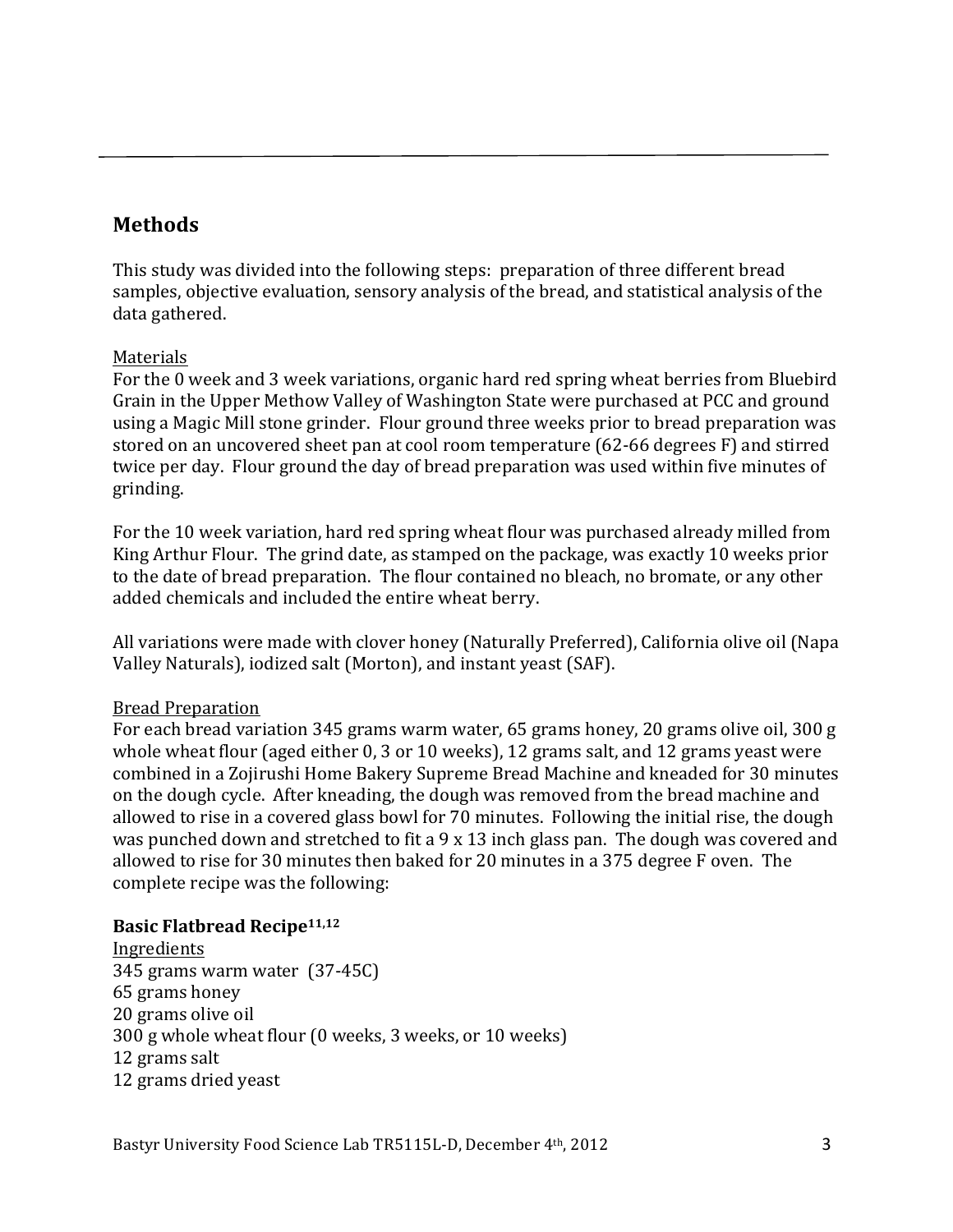## Methods

This study was divided into the following steps: preparation of three different bread samples, objective evaluation, sensory analysis of the bread, and statistical analysis of the data gathered.

Materials

For the 0 week and 3 week variations, organic hard red spring wheat berries from Bluebird Grain in the Upper Methow Valley of Washington State were purchased at PCC and ground using a Magic Mill stone grinder. Flour ground three weeks prior to bread preparation was stored on an uncovered sheet pan at cool room temperature (62-66 degrees F) and stirred twice per day. Flour ground the day of bread preparation was used within five minutes of grinding.

For the 10 week variation, hard red spring wheat flour was purchased already milled from King Arthur Flour. The grind date, as stamped on the package, was exactly 10 weeks prior to the date of bread preparation. The flour contained no bleach, no bromate, or any other added chemicals and included the entire wheat berry.

All variations were made with clover honey (Naturally Preferred), California olive oil (Napa Valley Naturals), iodized salt (Morton), and instant yeast (SAF).

Bread Preparation

For each bread variation 345 grams warm water, 65 grams honey, 20 grams olive oil, 300 g whole wheat flour (aged either 0, 3 or 10 weeks), 12 grams salt, and 12 grams yeast were combined in a Zojirushi Home Bakery Supreme Bread Machine and kneaded for 30 minutes on the dough cycle. After kneading, the dough was removed from the bread machine and allowed to rise in a covered glass bowl for 70 minutes. Following the initial rise, the dough was punched down and stretched to fit a 9 x 13 inch glass pan. The dough was covered and allowed to rise for 30 minutes then baked for 20 minutes in a 375 degree F oven. The complete recipe was the following:

**Basic Flatbread Recipe[11,12]**

Ingredients

345 grams warm water (37-45C)
65 grams honey
20 grams olive oil
300 g whole wheat flour (0 weeks, 3 weeks, or 10 weeks)
12 grams salt
12 grams dried yeast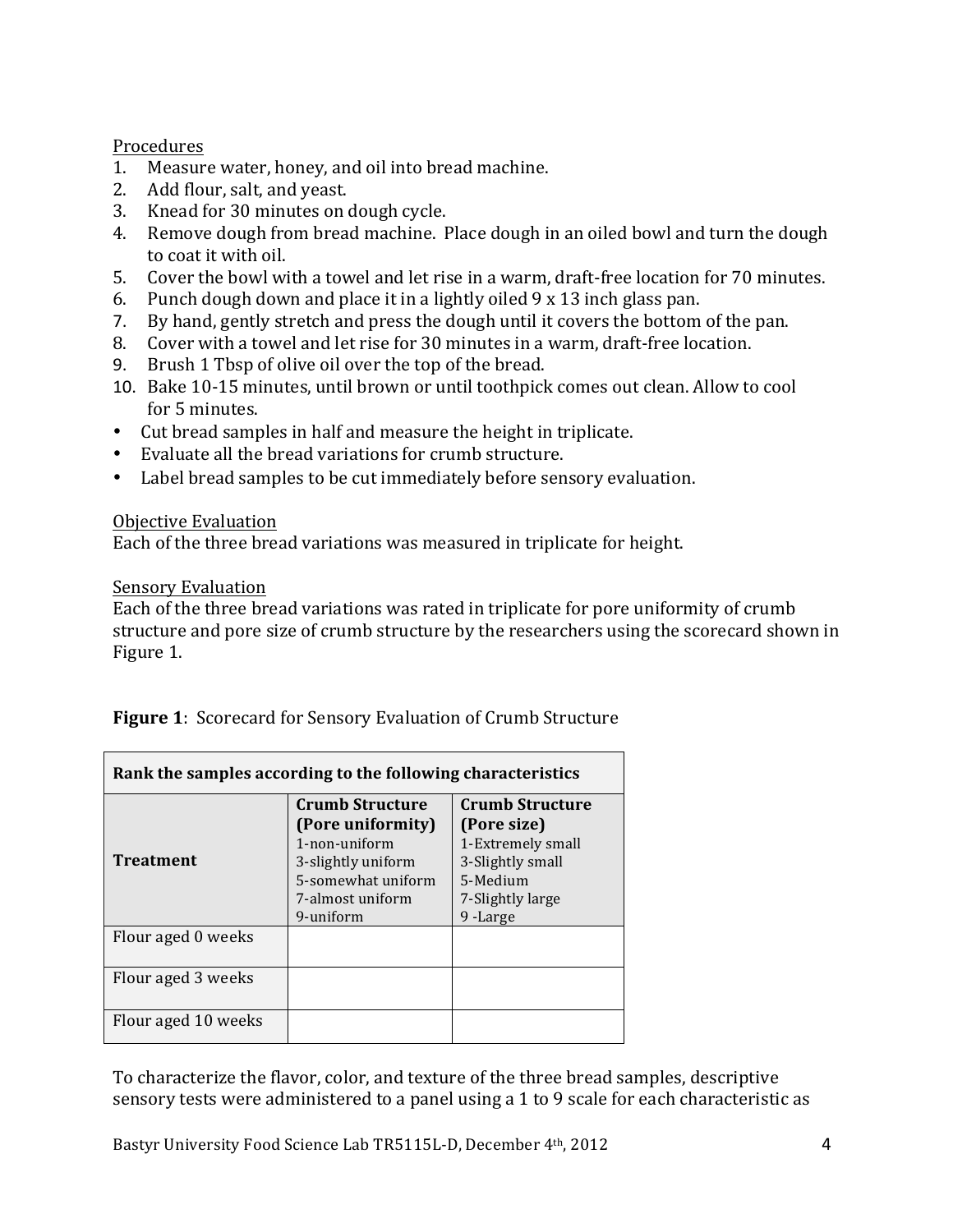Procedures

1. Measure water, honey, and oil into bread machine.
2. Add flour, salt, and yeast.
3. Knead for 30 minutes on dough cycle.
4. Remove dough from bread machine. Place dough in an oiled bowl and turn the dough to coat it with oil.
5. Cover the bowl with a towel and let rise in a warm, draft-free location for 70 minutes.
6. Punch dough down and place it in a lightly oiled 9 x 13 inch glass pan.
7. By hand, gently stretch and press the dough until it covers the bottom of the pan.
8. Cover with a towel and let rise for 30 minutes in a warm, draft-free location.
9. Brush 1 Tbsp of olive oil over the top of the bread.
10. Bake 10-15 minutes, until brown or until toothpick comes out clean. Allow to cool for 5 minutes.

- Cut bread samples in half and measure the height in triplicate.
- Evaluate all the bread variations for crumb structure.
- Label bread samples to be cut immediately before sensory evaluation.

Objective Evaluation

Each of the three bread variations was measured in triplicate for height.

Sensory Evaluation

Each of the three bread variations was rated in triplicate for pore uniformity of crumb structure and pore size of crumb structure by the researchers using the scorecard shown in Figure 1.

**Figure 1**: Scorecard for Sensory Evaluation of Crumb Structure

| **Rank the samples according to the following characteristics** | | |
|---|---|---|
| **Treatment** | **Crumb Structure (Pore uniformity)** 1-non-uniform 3-slightly uniform 5-somewhat uniform 7-almost uniform 9-uniform | **Crumb Structure (Pore size)** 1-Extremely small 3-Slightly small 5-Medium 7-Slightly large 9 -Large |
| Flour aged 0 weeks | | |
| Flour aged 3 weeks | | |
| Flour aged 10 weeks | | |

To characterize the flavor, color, and texture of the three bread samples, descriptive sensory tests were administered to a panel using a 1 to 9 scale for each characteristic as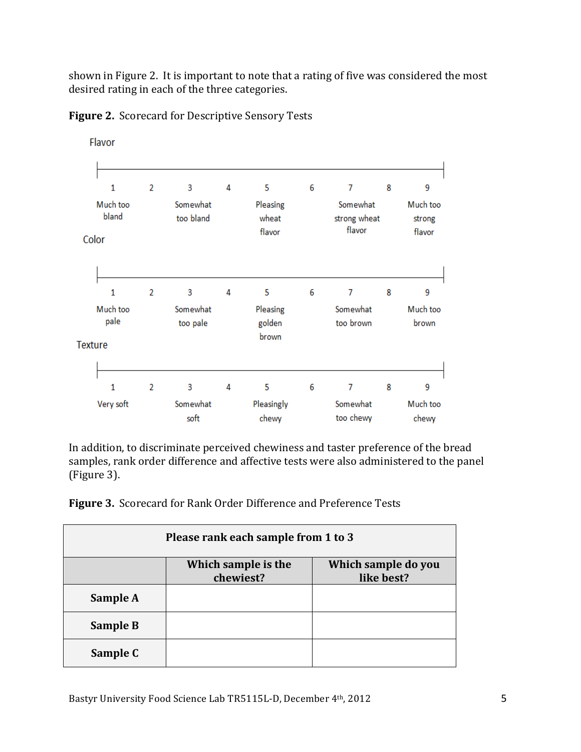shown in Figure 2. It is important to note that a rating of five was considered the most desired rating in each of the three categories.

**Figure 2.** Scorecard for Descriptive Sensory Tests

Flavor

| 1 | 2 | 3 | 4 | 5 | 6 | 7 | 8 | 9 |
|---|---|---|---|---|---|---|---|---|
| Much too bland | | Somewhat too bland | | Pleasing wheat flavor | | Somewhat strong wheat flavor | | Much too strong flavor |

Color

| 1 | 2 | 3 | 4 | 5 | 6 | 7 | 8 | 9 |
|---|---|---|---|---|---|---|---|---|
| Much too pale | | Somewhat too pale | | Pleasing golden brown | | Somewhat too brown | | Much too brown |

Texture

| 1 | 2 | 3 | 4 | 5 | 6 | 7 | 8 | 9 |
|---|---|---|---|---|---|---|---|---|
| Very soft | | Somewhat soft | | Pleasingly chewy | | Somewhat too chewy | | Much too chewy |

In addition, to discriminate perceived chewiness and taster preference of the bread samples, rank order difference and affective tests were also administered to the panel (Figure 3).

**Figure 3.** Scorecard for Rank Order Difference and Preference Tests

| Please rank each sample from 1 to 3 | | |
|---|---|---|
| | **Which sample is the chewiest?** | **Which sample do you like best?** |
| **Sample A** | | |
| **Sample B** | | |
| **Sample C** | | |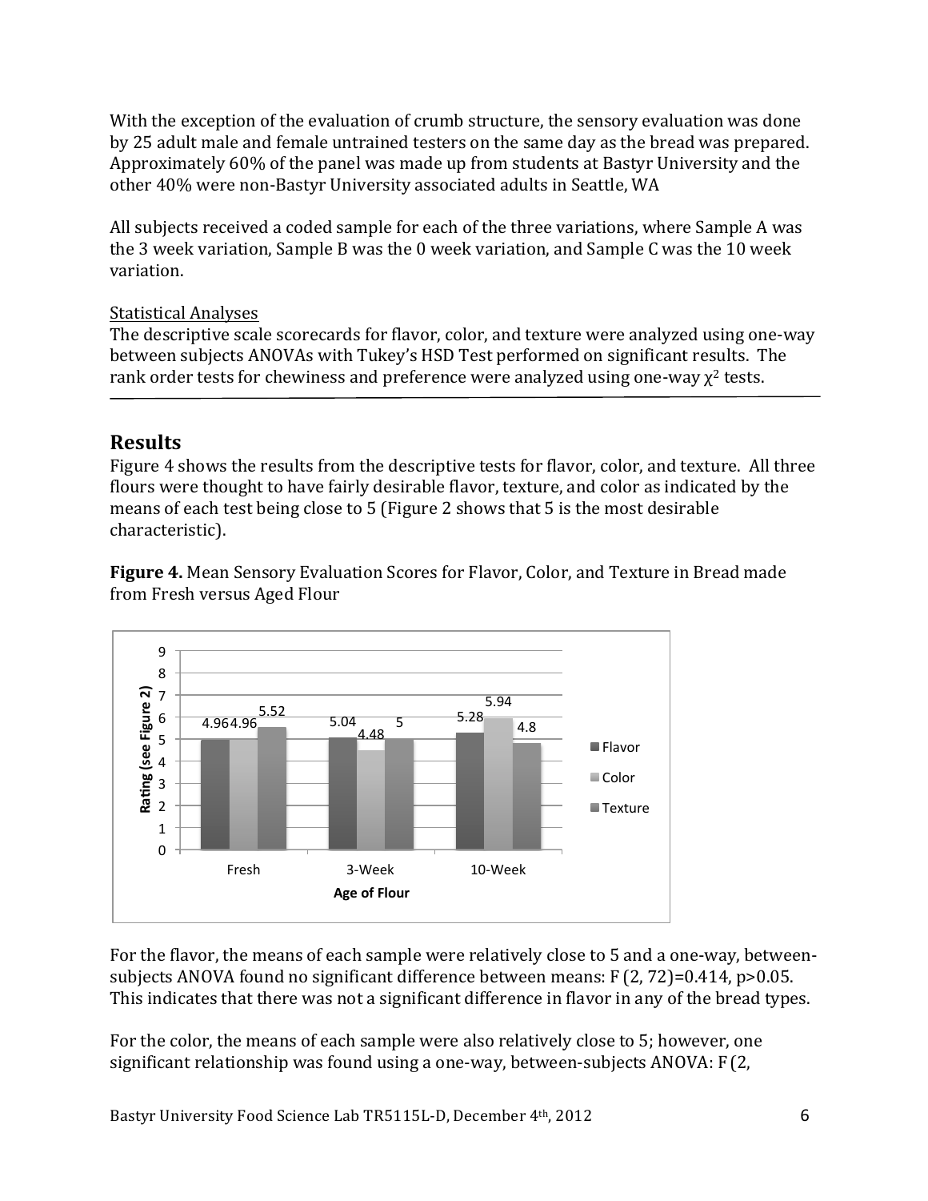With the exception of the evaluation of crumb structure, the sensory evaluation was done by 25 adult male and female untrained testers on the same day as the bread was prepared. Approximately 60% of the panel was made up from students at Bastyr University and the other 40% were non-Bastyr University associated adults in Seattle, WA

All subjects received a coded sample for each of the three variations, where Sample A was the 3 week variation, Sample B was the 0 week variation, and Sample C was the 10 week variation.

<u>Statistical Analyses</u>

The descriptive scale scorecards for flavor, color, and texture were analyzed using one-way between subjects ANOVAs with Tukey's HSD Test performed on significant results. The rank order tests for chewiness and preference were analyzed using one-way $\chi^2$ tests.

## Results

Figure 4 shows the results from the descriptive tests for flavor, color, and texture. All three flours were thought to have fairly desirable flavor, texture, and color as indicated by the means of each test being close to 5 (Figure 2 shows that 5 is the most desirable characteristic).

**Figure 4.** Mean Sensory Evaluation Scores for Flavor, Color, and Texture in Bread made from Fresh versus Aged Flour

| Age of Flour | Flavor | Color | Texture |
|---|---|---|---|
| Fresh | 4.96 | 4.96 | 5.52 |
| 3-Week | 5.04 | 4.48 | 5 |
| 10-Week | 5.28 | 5.94 | 4.8 |

For the flavor, the means of each sample were relatively close to 5 and a one-way, between-subjects ANOVA found no significant difference between means: $F(2, 72)=0.414$, $p>0.05$. This indicates that there was not a significant difference in flavor in any of the bread types.

For the color, the means of each sample were also relatively close to 5; however, one significant relationship was found using a one-way, between-subjects ANOVA: F (2,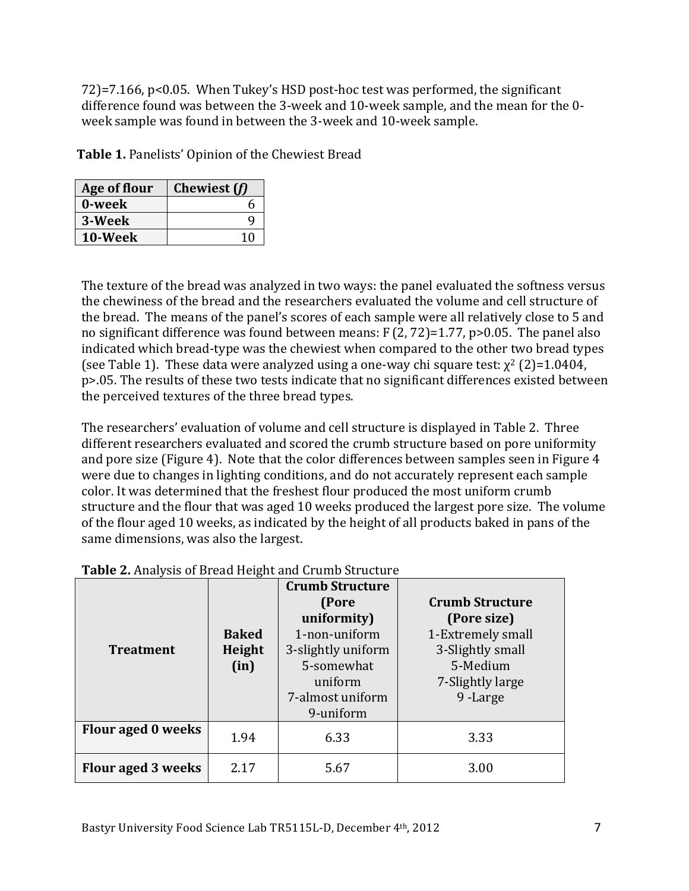72)=7.166, $p<0.05$. When Tukey's HSD post-hoc test was performed, the significant difference found was between the 3-week and 10-week sample, and the mean for the 0-week sample was found in between the 3-week and 10-week sample.

**Table 1.** Panelists' Opinion of the Chewiest Bread

| Age of flour | Chewiest (*f*) |
|---|---|
| **0-week** | 6 |
| **3-Week** | 9 |
| **10-Week** | 10 |

The texture of the bread was analyzed in two ways: the panel evaluated the softness versus the chewiness of the bread and the researchers evaluated the volume and cell structure of the bread. The means of the panel's scores of each sample were all relatively close to 5 and no significant difference was found between means: $F(2, 72)=1.77$, $p>0.05$. The panel also indicated which bread-type was the chewiest when compared to the other two bread types (see Table 1). These data were analyzed using a one-way chi square test: $\chi^2(2)=1.0404$, $p>.05$. The results of these two tests indicate that no significant differences existed between the perceived textures of the three bread types.

The researchers' evaluation of volume and cell structure is displayed in Table 2. Three different researchers evaluated and scored the crumb structure based on pore uniformity and pore size (Figure 4). Note that the color differences between samples seen in Figure 4 were due to changes in lighting conditions, and do not accurately represent each sample color. It was determined that the freshest flour produced the most uniform crumb structure and the flour that was aged 10 weeks produced the largest pore size. The volume of the flour aged 10 weeks, as indicated by the height of all products baked in pans of the same dimensions, was also the largest.

**Table 2.** Analysis of Bread Height and Crumb Structure

| Treatment | Baked Height (in) | Crumb Structure (Pore uniformity) 1-non-uniform 3-slightly uniform 5-somewhat uniform 7-almost uniform 9-uniform | Crumb Structure (Pore size) 1-Extremely small 3-Slightly small 5-Medium 7-Slightly large 9 -Large |
|---|---|---|---|
| **Flour aged 0 weeks** | 1.94 | 6.33 | 3.33 |
| **Flour aged 3 weeks** | 2.17 | 5.67 | 3.00 |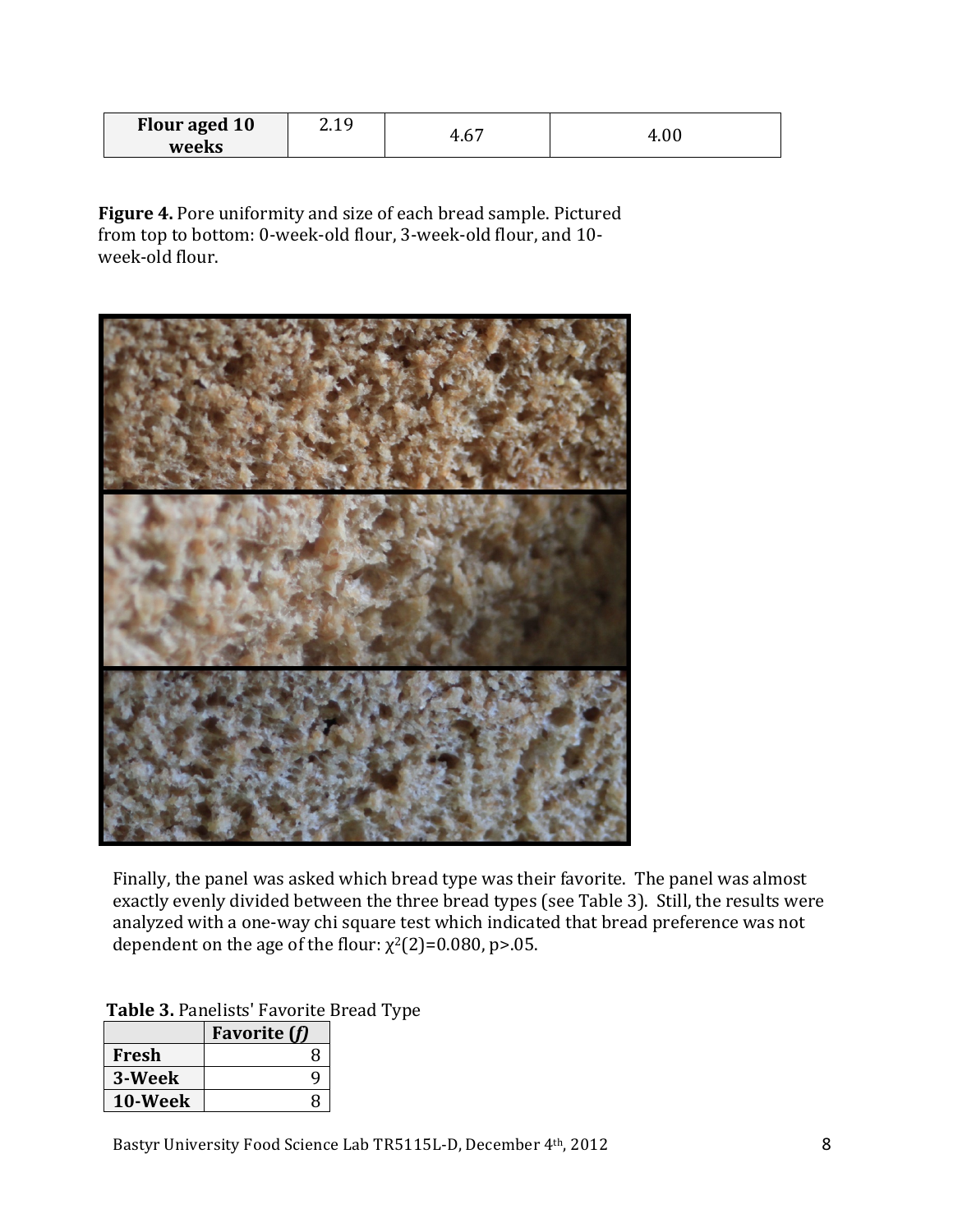| Flour aged 10 weeks | 2.19 | 4.67 | 4.00 |
|---|---|---|---|

**Figure 4.** Pore uniformity and size of each bread sample. Pictured from top to bottom: 0-week-old flour, 3-week-old flour, and 10-week-old flour.

Finally, the panel was asked which bread type was their favorite. The panel was almost exactly evenly divided between the three bread types (see Table 3). Still, the results were analyzed with a one-way chi square test which indicated that bread preference was not dependent on the age of the flour: $\chi^2(2)=0.080$, $p>.05$.

**Table 3.** Panelists' Favorite Bread Type

| | Favorite (*f*) |
|---|---|
| **Fresh** | 8 |
| **3-Week** | 9 |
| **10-Week** | 8 |

Bastyr University Food Science Lab TR5115L-D, December 4th, 2012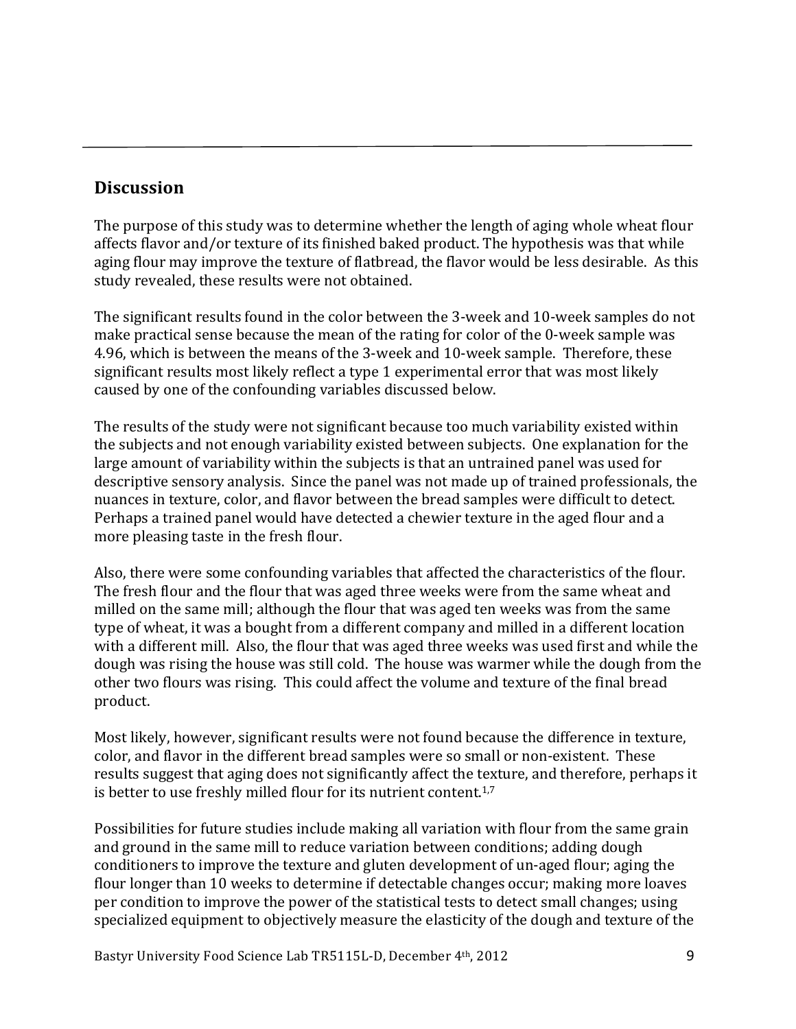## Discussion

The purpose of this study was to determine whether the length of aging whole wheat flour affects flavor and/or texture of its finished baked product. The hypothesis was that while aging flour may improve the texture of flatbread, the flavor would be less desirable. As this study revealed, these results were not obtained.

The significant results found in the color between the 3-week and 10-week samples do not make practical sense because the mean of the rating for color of the 0-week sample was 4.96, which is between the means of the 3-week and 10-week sample. Therefore, these significant results most likely reflect a type 1 experimental error that was most likely caused by one of the confounding variables discussed below.

The results of the study were not significant because too much variability existed within the subjects and not enough variability existed between subjects. One explanation for the large amount of variability within the subjects is that an untrained panel was used for descriptive sensory analysis. Since the panel was not made up of trained professionals, the nuances in texture, color, and flavor between the bread samples were difficult to detect. Perhaps a trained panel would have detected a chewier texture in the aged flour and a more pleasing taste in the fresh flour.

Also, there were some confounding variables that affected the characteristics of the flour. The fresh flour and the flour that was aged three weeks were from the same wheat and milled on the same mill; although the flour that was aged ten weeks was from the same type of wheat, it was a bought from a different company and milled in a different location with a different mill. Also, the flour that was aged three weeks was used first and while the dough was rising the house was still cold. The house was warmer while the dough from the other two flours was rising. This could affect the volume and texture of the final bread product.

Most likely, however, significant results were not found because the difference in texture, color, and flavor in the different bread samples were so small or non-existent. These results suggest that aging does not significantly affect the texture, and therefore, perhaps it is better to use freshly milled flour for its nutrient content.[1,7]

Possibilities for future studies include making all variation with flour from the same grain and ground in the same mill to reduce variation between conditions; adding dough conditioners to improve the texture and gluten development of un-aged flour; aging the flour longer than 10 weeks to determine if detectable changes occur; making more loaves per condition to improve the power of the statistical tests to detect small changes; using specialized equipment to objectively measure the elasticity of the dough and texture of the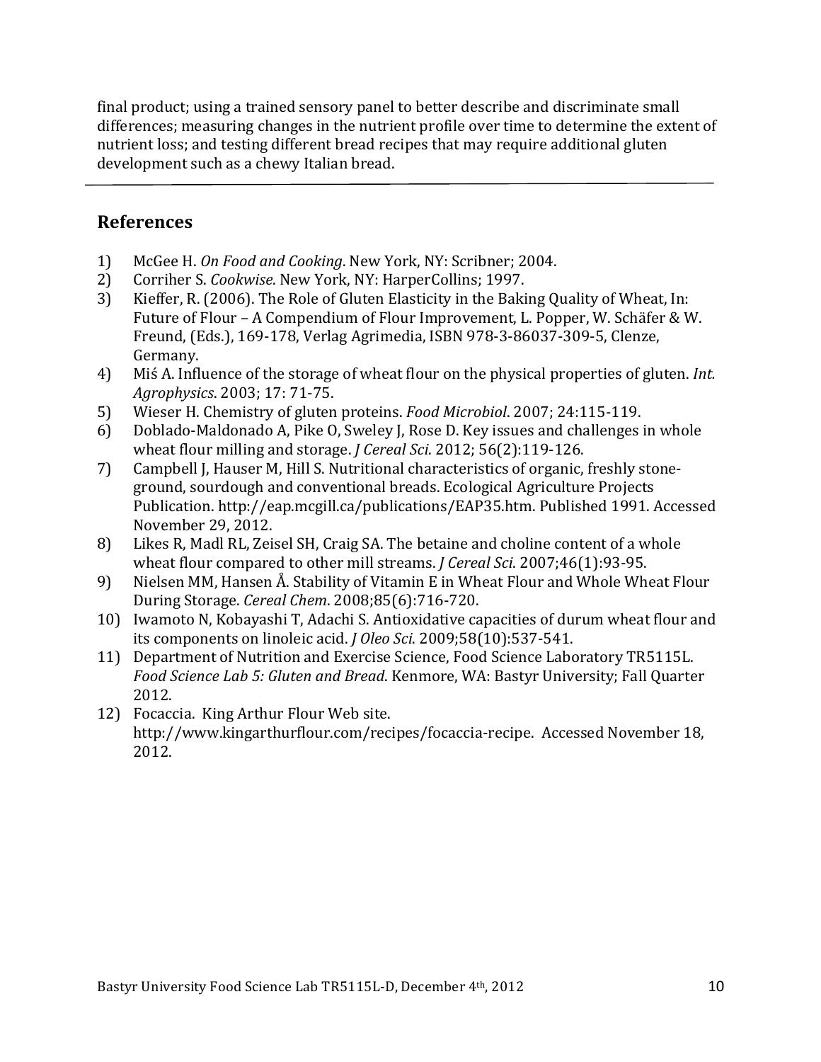final product; using a trained sensory panel to better describe and discriminate small differences; measuring changes in the nutrient profile over time to determine the extent of nutrient loss; and testing different bread recipes that may require additional gluten development such as a chewy Italian bread.

---

## References

1) McGee H. *On Food and Cooking*. New York, NY: Scribner; 2004.
2) Corriher S. *Cookwise*. New York, NY: HarperCollins; 1997.
3) Kieffer, R. (2006). The Role of Gluten Elasticity in the Baking Quality of Wheat, In: Future of Flour – A Compendium of Flour Improvement, L. Popper, W. Schäfer & W. Freund, (Eds.), 169-178, Verlag Agrimedia, ISBN 978-3-86037-309-5, Clenze, Germany.
4) Miś A. Influence of the storage of wheat flour on the physical properties of gluten. *Int. Agrophysics*. 2003; 17: 71-75.
5) Wieser H. Chemistry of gluten proteins. *Food Microbiol*. 2007; 24:115-119.
6) Doblado-Maldonado A, Pike O, Sweley J, Rose D. Key issues and challenges in whole wheat flour milling and storage. *J Cereal Sci*. 2012; 56(2):119-126.
7) Campbell J, Hauser M, Hill S. Nutritional characteristics of organic, freshly stone-ground, sourdough and conventional breads. Ecological Agriculture Projects Publication. http://eap.mcgill.ca/publications/EAP35.htm. Published 1991. Accessed November 29, 2012.
8) Likes R, Madl RL, Zeisel SH, Craig SA. The betaine and choline content of a whole wheat flour compared to other mill streams. *J Cereal Sci*. 2007;46(1):93-95.
9) Nielsen MM, Hansen Å. Stability of Vitamin E in Wheat Flour and Whole Wheat Flour During Storage. *Cereal Chem*. 2008;85(6):716-720.
10) Iwamoto N, Kobayashi T, Adachi S. Antioxidative capacities of durum wheat flour and its components on linoleic acid. *J Oleo Sci*. 2009;58(10):537-541.
11) Department of Nutrition and Exercise Science, Food Science Laboratory TR5115L. *Food Science Lab 5: Gluten and Bread*. Kenmore, WA: Bastyr University; Fall Quarter 2012.
12) Focaccia. King Arthur Flour Web site. http://www.kingarthurflour.com/recipes/focaccia-recipe. Accessed November 18, 2012.